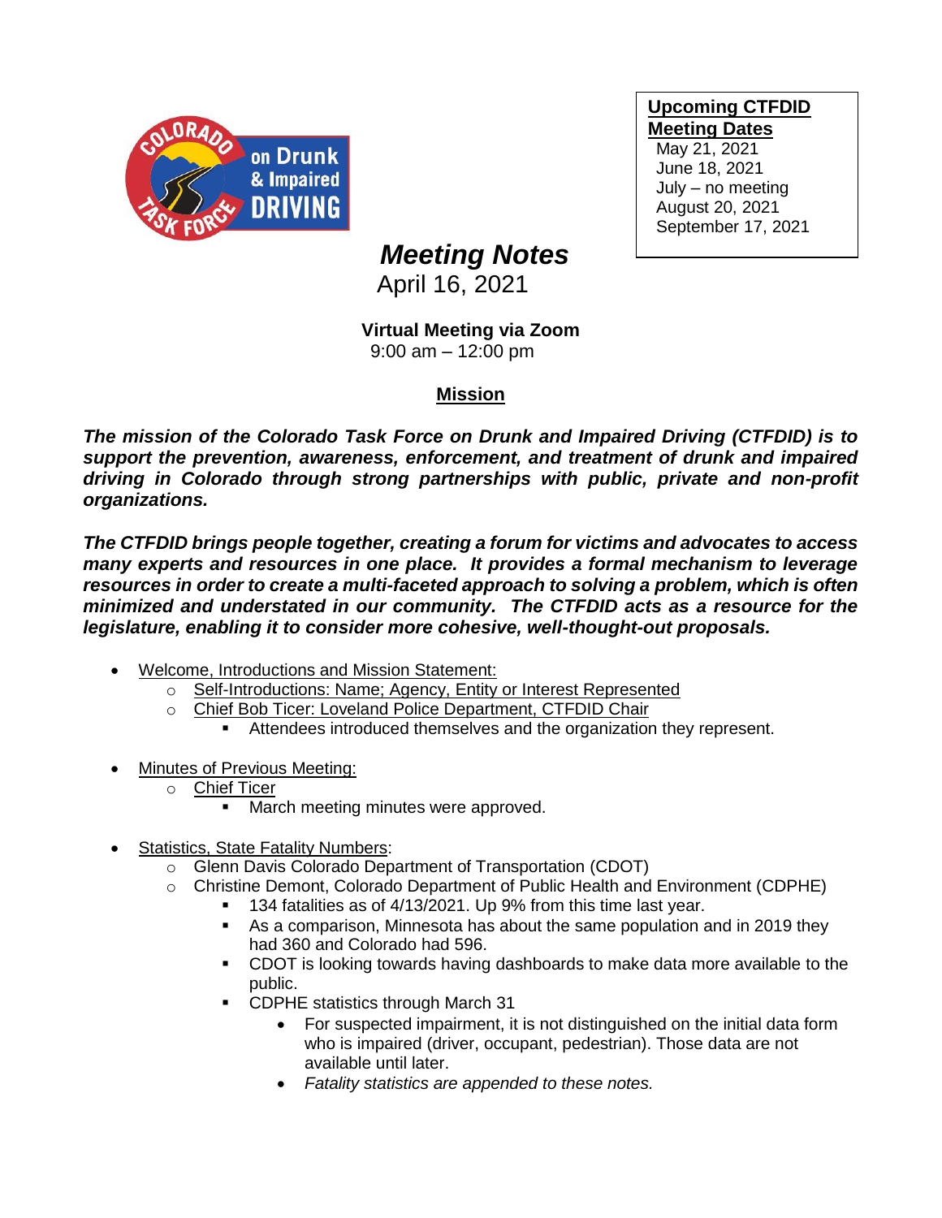**Upcoming CTFDID Meeting Dates**

May 21, 2021
June 18, 2021
July – no meeting
August 20, 2021
September 17, 2021

# *Meeting Notes*

April 16, 2021

**Virtual Meeting via Zoom**
9:00 am – 12:00 pm

## Mission

***The mission of the Colorado Task Force on Drunk and Impaired Driving (CTFDID) is to support the prevention, awareness, enforcement, and treatment of drunk and impaired driving in Colorado through strong partnerships with public, private and non-profit organizations.***

***The CTFDID brings people together, creating a forum for victims and advocates to access many experts and resources in one place. It provides a formal mechanism to leverage resources in order to create a multi-faceted approach to solving a problem, which is often minimized and understated in our community. The CTFDID acts as a resource for the legislature, enabling it to consider more cohesive, well-thought-out proposals.***

- Welcome, Introductions and Mission Statement:
  - Self-Introductions: Name; Agency, Entity or Interest Represented
  - Chief Bob Ticer: Loveland Police Department, CTFDID Chair
    - Attendees introduced themselves and the organization they represent.
- Minutes of Previous Meeting:
  - Chief Ticer
    - March meeting minutes were approved.
- Statistics, State Fatality Numbers:
  - Glenn Davis Colorado Department of Transportation (CDOT)
  - Christine Demont, Colorado Department of Public Health and Environment (CDPHE)
    - 134 fatalities as of 4/13/2021. Up 9% from this time last year.
    - As a comparison, Minnesota has about the same population and in 2019 they had 360 and Colorado had 596.
    - CDOT is looking towards having dashboards to make data more available to the public.
    - CDPHE statistics through March 31
      - For suspected impairment, it is not distinguished on the initial data form who is impaired (driver, occupant, pedestrian). Those data are not available until later.
      - *Fatality statistics are appended to these notes.*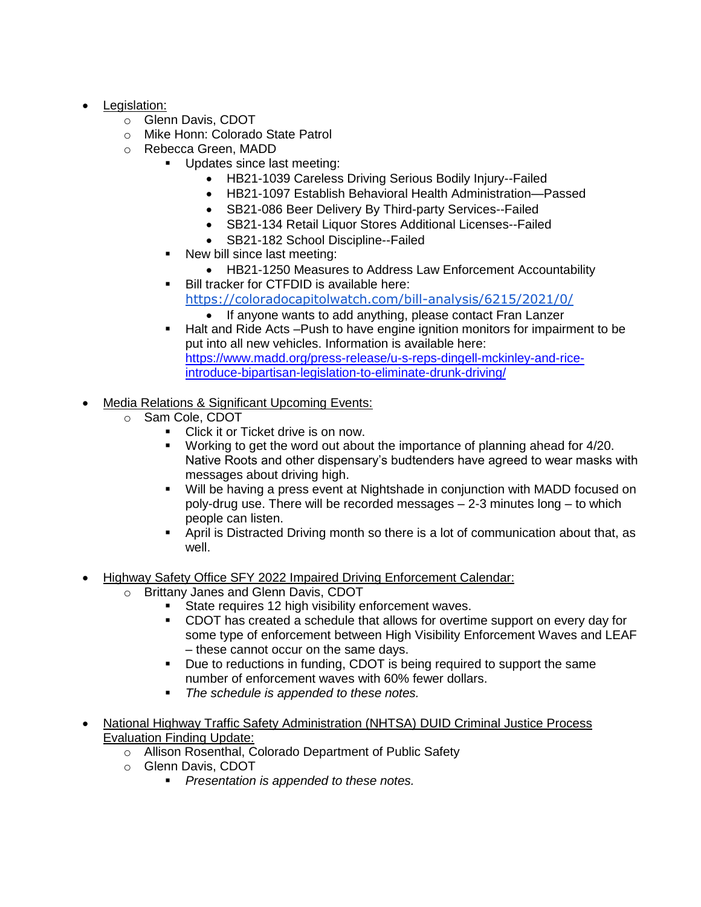- Legislation:
  - Glenn Davis, CDOT
  - Mike Honn: Colorado State Patrol
  - Rebecca Green, MADD
    - Updates since last meeting:
      - HB21-1039 Careless Driving Serious Bodily Injury--Failed
      - HB21-1097 Establish Behavioral Health Administration—Passed
      - SB21-086 Beer Delivery By Third-party Services--Failed
      - SB21-134 Retail Liquor Stores Additional Licenses--Failed
      - SB21-182 School Discipline--Failed
    - New bill since last meeting:
      - HB21-1250 Measures to Address Law Enforcement Accountability
    - Bill tracker for CTFDID is available here: https://coloradocapitolwatch.com/bill-analysis/6215/2021/0/
      - If anyone wants to add anything, please contact Fran Lanzer
    - Halt and Ride Acts –Push to have engine ignition monitors for impairment to be put into all new vehicles. Information is available here: https://www.madd.org/press-release/u-s-reps-dingell-mckinley-and-rice-introduce-bipartisan-legislation-to-eliminate-drunk-driving/

- Media Relations & Significant Upcoming Events:
  - Sam Cole, CDOT
    - Click it or Ticket drive is on now.
    - Working to get the word out about the importance of planning ahead for 4/20. Native Roots and other dispensary's budtenders have agreed to wear masks with messages about driving high.
    - Will be having a press event at Nightshade in conjunction with MADD focused on poly-drug use. There will be recorded messages – 2-3 minutes long – to which people can listen.
    - April is Distracted Driving month so there is a lot of communication about that, as well.

- Highway Safety Office SFY 2022 Impaired Driving Enforcement Calendar:
  - Brittany Janes and Glenn Davis, CDOT
    - State requires 12 high visibility enforcement waves.
    - CDOT has created a schedule that allows for overtime support on every day for some type of enforcement between High Visibility Enforcement Waves and LEAF – these cannot occur on the same days.
    - Due to reductions in funding, CDOT is being required to support the same number of enforcement waves with 60% fewer dollars.
    - *The schedule is appended to these notes.*

- National Highway Traffic Safety Administration (NHTSA) DUID Criminal Justice Process Evaluation Finding Update:
  - Allison Rosenthal, Colorado Department of Public Safety
  - Glenn Davis, CDOT
    - *Presentation is appended to these notes.*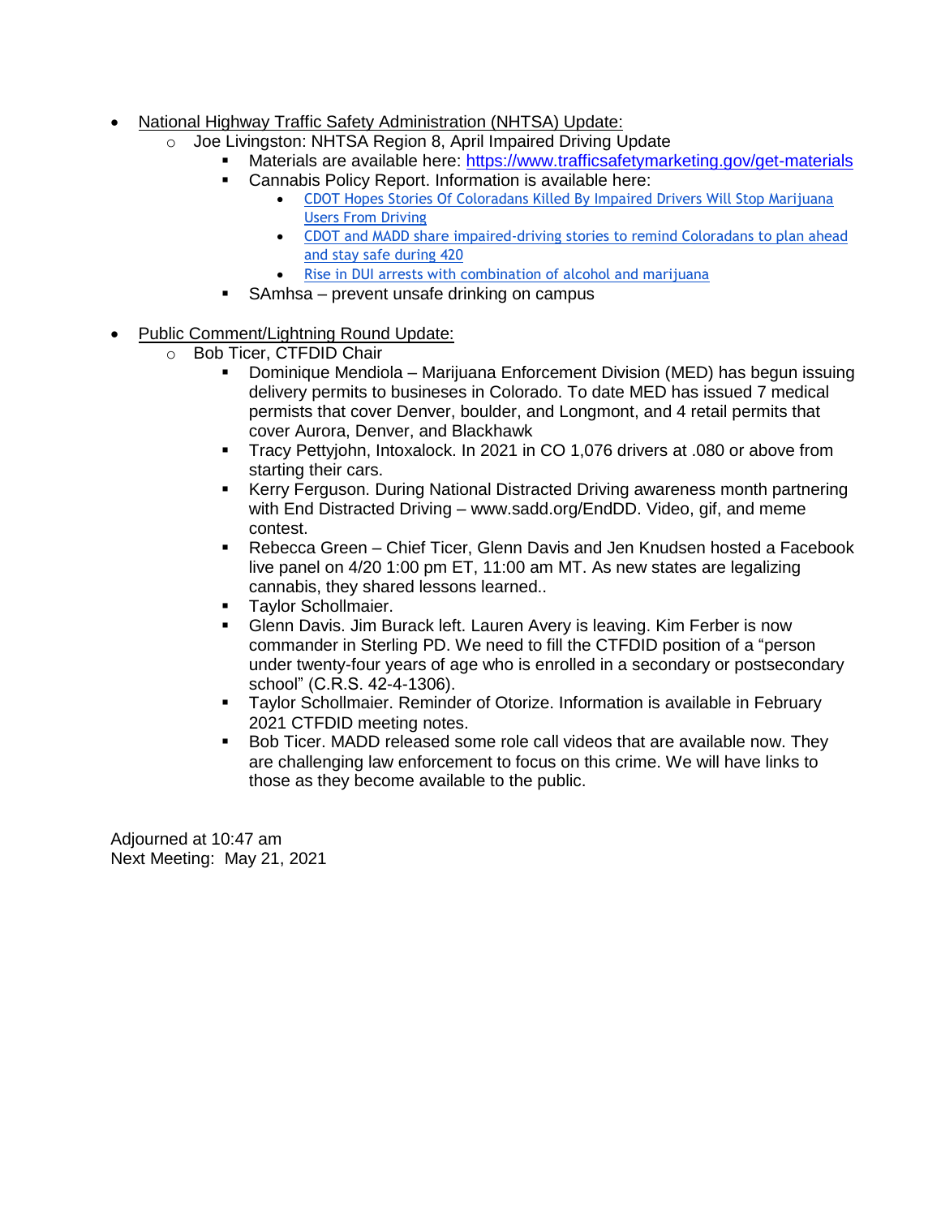- National Highway Traffic Safety Administration (NHTSA) Update:
  - Joe Livingston: NHTSA Region 8, April Impaired Driving Update
    - Materials are available here: https://www.trafficsafetymarketing.gov/get-materials
    - Cannabis Policy Report. Information is available here:
      - CDOT Hopes Stories Of Coloradans Killed By Impaired Drivers Will Stop Marijuana Users From Driving
      - CDOT and MADD share impaired-driving stories to remind Coloradans to plan ahead and stay safe during 420
      - Rise in DUI arrests with combination of alcohol and marijuana
    - SAmhsa – prevent unsafe drinking on campus

- Public Comment/Lightning Round Update:
  - Bob Ticer, CTFDID Chair
    - Dominique Mendiola – Marijuana Enforcement Division (MED) has begun issuing delivery permits to businesses in Colorado. To date MED has issued 7 medical permits that cover Denver, boulder, and Longmont, and 4 retail permits that cover Aurora, Denver, and Blackhawk
    - Tracy Pettyjohn, Intoxalock. In 2021 in CO 1,076 drivers at .080 or above from starting their cars.
    - Kerry Ferguson. During National Distracted Driving awareness month partnering with End Distracted Driving – www.sadd.org/EndDD. Video, gif, and meme contest.
    - Rebecca Green – Chief Ticer, Glenn Davis and Jen Knudsen hosted a Facebook live panel on 4/20 1:00 pm ET, 11:00 am MT. As new states are legalizing cannabis, they shared lessons learned..
    - Taylor Schollmaier.
    - Glenn Davis. Jim Burack left. Lauren Avery is leaving. Kim Ferber is now commander in Sterling PD. We need to fill the CTFDID position of a "person under twenty-four years of age who is enrolled in a secondary or postsecondary school" (C.R.S. 42-4-1306).
    - Taylor Schollmaier. Reminder of Otorize. Information is available in February 2021 CTFDID meeting notes.
    - Bob Ticer. MADD released some role call videos that are available now. They are challenging law enforcement to focus on this crime. We will have links to those as they become available to the public.

Adjourned at 10:47 am
Next Meeting: May 21, 2021